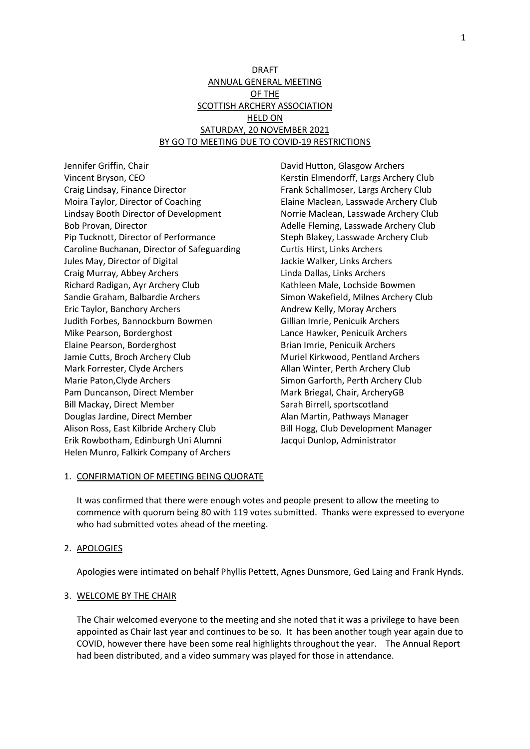DRAFT

ANNUAL GENERAL MEETING

OF THE

SCOTTISH ARCHERY ASSOCIATION

HELD ON

SATURDAY, 20 NOVEMBER 2021

BY GO TO MEETING DUE TO COVID-19 RESTRICTIONS

Jennifer Griffin, Chair
Vincent Bryson, CEO
Craig Lindsay, Finance Director
Moira Taylor, Director of Coaching
Lindsay Booth Director of Development
Bob Provan, Director
Pip Tucknott, Director of Performance
Caroline Buchanan, Director of Safeguarding
Jules May, Director of Digital
Craig Murray, Abbey Archers
Richard Radigan, Ayr Archery Club
Sandie Graham, Balbardie Archers
Eric Taylor, Banchory Archers
Judith Forbes, Bannockburn Bowmen
Mike Pearson, Borderghost
Elaine Pearson, Borderghost
Jamie Cutts, Broch Archery Club
Mark Forrester, Clyde Archers
Marie Paton,Clyde Archers
Pam Duncanson, Direct Member
Bill Mackay, Direct Member
Douglas Jardine, Direct Member
Alison Ross, East Kilbride Archery Club
Erik Rowbotham, Edinburgh Uni Alumni
Helen Munro, Falkirk Company of Archers
David Hutton, Glasgow Archers
Kerstin Elmendorff, Largs Archery Club
Frank Schallmoser, Largs Archery Club
Elaine Maclean, Lasswade Archery Club
Norrie Maclean, Lasswade Archery Club
Adelle Fleming, Lasswade Archery Club
Steph Blakey, Lasswade Archery Club
Curtis Hirst, Links Archers
Jackie Walker, Links Archers
Linda Dallas, Links Archers
Kathleen Male, Lochside Bowmen
Simon Wakefield, Milnes Archery Club
Andrew Kelly, Moray Archers
Gillian Imrie, Penicuik Archers
Lance Hawker, Penicuik Archers
Brian Imrie, Penicuik Archers
Muriel Kirkwood, Pentland Archers
Allan Winter, Perth Archery Club
Simon Garforth, Perth Archery Club
Mark Briegal, Chair, ArcheryGB
Sarah Birrell, sportscotland
Alan Martin, Pathways Manager
Bill Hogg, Club Development Manager
Jacqui Dunlop, Administrator

1. CONFIRMATION OF MEETING BEING QUORATE

   It was confirmed that there were enough votes and people present to allow the meeting to commence with quorum being 80 with 119 votes submitted. Thanks were expressed to everyone who had submitted votes ahead of the meeting.

2. APOLOGIES

   Apologies were intimated on behalf Phyllis Pettett, Agnes Dunsmore, Ged Laing and Frank Hynds.

3. WELCOME BY THE CHAIR

   The Chair welcomed everyone to the meeting and she noted that it was a privilege to have been appointed as Chair last year and continues to be so. It has been another tough year again due to COVID, however there have been some real highlights throughout the year. The Annual Report had been distributed, and a video summary was played for those in attendance.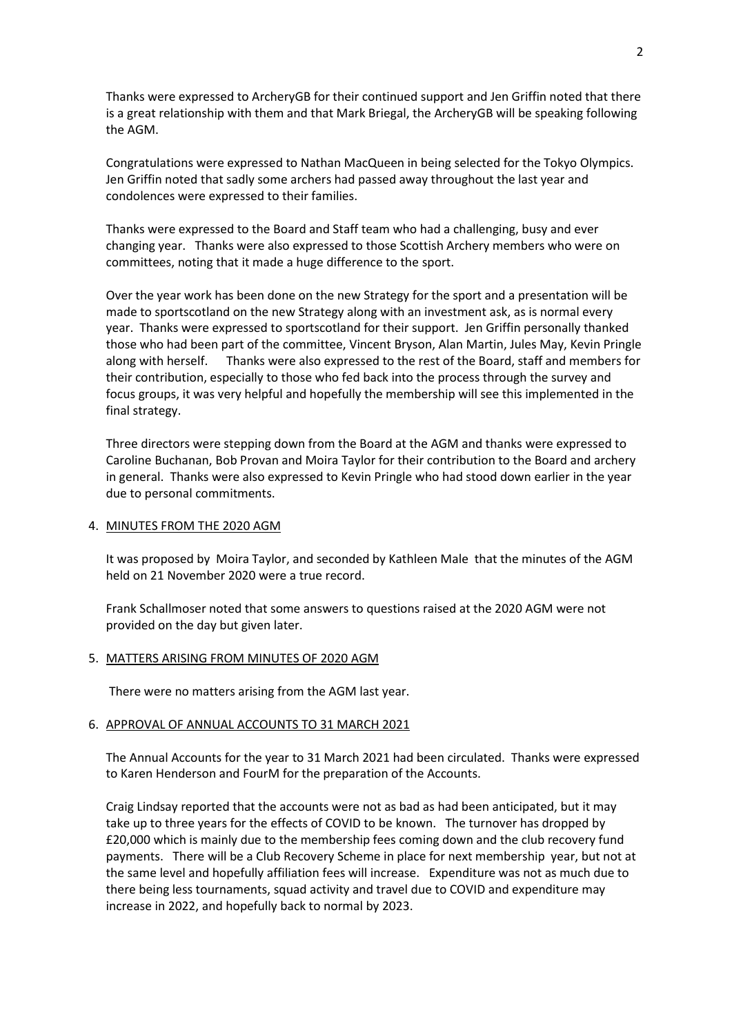Thanks were expressed to ArcheryGB for their continued support and Jen Griffin noted that there is a great relationship with them and that Mark Briegal, the ArcheryGB will be speaking following the AGM.

Congratulations were expressed to Nathan MacQueen in being selected for the Tokyo Olympics. Jen Griffin noted that sadly some archers had passed away throughout the last year and condolences were expressed to their families.

Thanks were expressed to the Board and Staff team who had a challenging, busy and ever changing year. Thanks were also expressed to those Scottish Archery members who were on committees, noting that it made a huge difference to the sport.

Over the year work has been done on the new Strategy for the sport and a presentation will be made to sportscotland on the new Strategy along with an investment ask, as is normal every year. Thanks were expressed to sportscotland for their support. Jen Griffin personally thanked those who had been part of the committee, Vincent Bryson, Alan Martin, Jules May, Kevin Pringle along with herself. Thanks were also expressed to the rest of the Board, staff and members for their contribution, especially to those who fed back into the process through the survey and focus groups, it was very helpful and hopefully the membership will see this implemented in the final strategy.

Three directors were stepping down from the Board at the AGM and thanks were expressed to Caroline Buchanan, Bob Provan and Moira Taylor for their contribution to the Board and archery in general. Thanks were also expressed to Kevin Pringle who had stood down earlier in the year due to personal commitments.

4. MINUTES FROM THE 2020 AGM

   It was proposed by Moira Taylor, and seconded by Kathleen Male that the minutes of the AGM held on 21 November 2020 were a true record.

   Frank Schallmoser noted that some answers to questions raised at the 2020 AGM were not provided on the day but given later.

5. MATTERS ARISING FROM MINUTES OF 2020 AGM

   There were no matters arising from the AGM last year.

6. APPROVAL OF ANNUAL ACCOUNTS TO 31 MARCH 2021

   The Annual Accounts for the year to 31 March 2021 had been circulated. Thanks were expressed to Karen Henderson and FourM for the preparation of the Accounts.

   Craig Lindsay reported that the accounts were not as bad as had been anticipated, but it may take up to three years for the effects of COVID to be known. The turnover has dropped by £20,000 which is mainly due to the membership fees coming down and the club recovery fund payments. There will be a Club Recovery Scheme in place for next membership year, but not at the same level and hopefully affiliation fees will increase. Expenditure was not as much due to there being less tournaments, squad activity and travel due to COVID and expenditure may increase in 2022, and hopefully back to normal by 2023.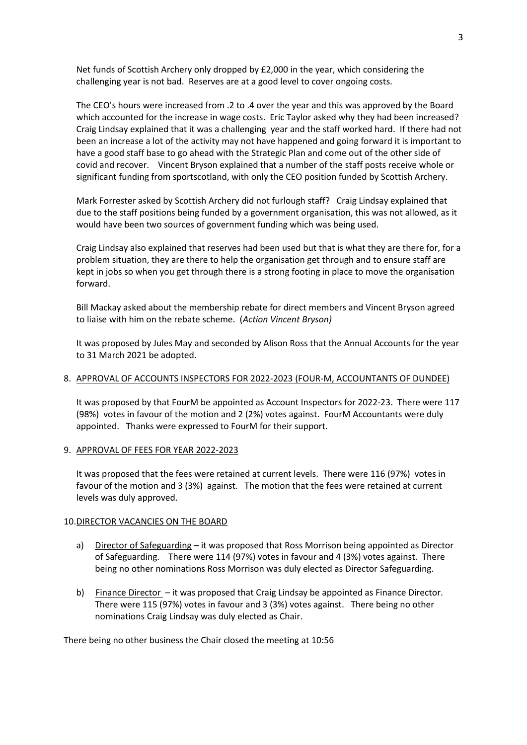Net funds of Scottish Archery only dropped by £2,000 in the year, which considering the challenging year is not bad. Reserves are at a good level to cover ongoing costs.

The CEO's hours were increased from .2 to .4 over the year and this was approved by the Board which accounted for the increase in wage costs. Eric Taylor asked why they had been increased? Craig Lindsay explained that it was a challenging year and the staff worked hard. If there had not been an increase a lot of the activity may not have happened and going forward it is important to have a good staff base to go ahead with the Strategic Plan and come out of the other side of covid and recover. Vincent Bryson explained that a number of the staff posts receive whole or significant funding from sportscotland, with only the CEO position funded by Scottish Archery.

Mark Forrester asked by Scottish Archery did not furlough staff? Craig Lindsay explained that due to the staff positions being funded by a government organisation, this was not allowed, as it would have been two sources of government funding which was being used.

Craig Lindsay also explained that reserves had been used but that is what they are there for, for a problem situation, they are there to help the organisation get through and to ensure staff are kept in jobs so when you get through there is a strong footing in place to move the organisation forward.

Bill Mackay asked about the membership rebate for direct members and Vincent Bryson agreed to liaise with him on the rebate scheme. (*Action Vincent Bryson)*

It was proposed by Jules May and seconded by Alison Ross that the Annual Accounts for the year to 31 March 2021 be adopted.

8. APPROVAL OF ACCOUNTS INSPECTORS FOR 2022-2023 (FOUR-M, ACCOUNTANTS OF DUNDEE)

   It was proposed by that FourM be appointed as Account Inspectors for 2022-23. There were 117 (98%) votes in favour of the motion and 2 (2%) votes against. FourM Accountants were duly appointed. Thanks were expressed to FourM for their support.

9. APPROVAL OF FEES FOR YEAR 2022-2023

   It was proposed that the fees were retained at current levels. There were 116 (97%) votes in favour of the motion and 3 (3%) against. The motion that the fees were retained at current levels was duly approved.

10. DIRECTOR VACANCIES ON THE BOARD

    a) Director of Safeguarding – it was proposed that Ross Morrison being appointed as Director of Safeguarding. There were 114 (97%) votes in favour and 4 (3%) votes against. There being no other nominations Ross Morrison was duly elected as Director Safeguarding.

    b) Finance Director – it was proposed that Craig Lindsay be appointed as Finance Director. There were 115 (97%) votes in favour and 3 (3%) votes against. There being no other nominations Craig Lindsay was duly elected as Chair.

There being no other business the Chair closed the meeting at 10:56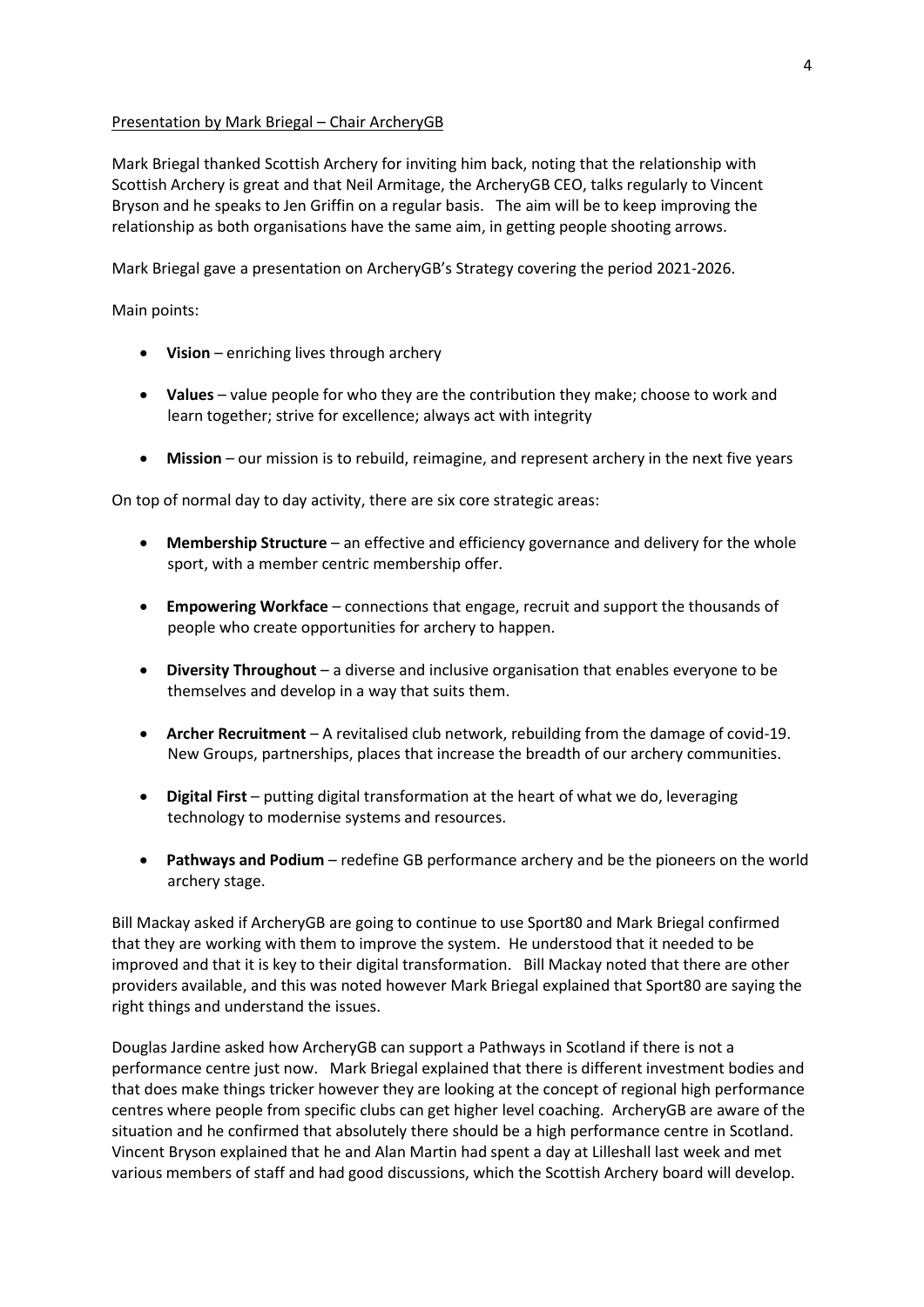Presentation by Mark Briegal – Chair ArcheryGB

Mark Briegal thanked Scottish Archery for inviting him back, noting that the relationship with Scottish Archery is great and that Neil Armitage, the ArcheryGB CEO, talks regularly to Vincent Bryson and he speaks to Jen Griffin on a regular basis. The aim will be to keep improving the relationship as both organisations have the same aim, in getting people shooting arrows.

Mark Briegal gave a presentation on ArcheryGB's Strategy covering the period 2021-2026.

Main points:

- **Vision** – enriching lives through archery
- **Values** – value people for who they are the contribution they make; choose to work and learn together; strive for excellence; always act with integrity
- **Mission** – our mission is to rebuild, reimagine, and represent archery in the next five years

On top of normal day to day activity, there are six core strategic areas:

- **Membership Structure** – an effective and efficiency governance and delivery for the whole sport, with a member centric membership offer.
- **Empowering Workface** – connections that engage, recruit and support the thousands of people who create opportunities for archery to happen.
- **Diversity Throughout** – a diverse and inclusive organisation that enables everyone to be themselves and develop in a way that suits them.
- **Archer Recruitment** – A revitalised club network, rebuilding from the damage of covid-19. New Groups, partnerships, places that increase the breadth of our archery communities.
- **Digital First** – putting digital transformation at the heart of what we do, leveraging technology to modernise systems and resources.
- **Pathways and Podium** – redefine GB performance archery and be the pioneers on the world archery stage.

Bill Mackay asked if ArcheryGB are going to continue to use Sport80 and Mark Briegal confirmed that they are working with them to improve the system. He understood that it needed to be improved and that it is key to their digital transformation. Bill Mackay noted that there are other providers available, and this was noted however Mark Briegal explained that Sport80 are saying the right things and understand the issues.

Douglas Jardine asked how ArcheryGB can support a Pathways in Scotland if there is not a performance centre just now. Mark Briegal explained that there is different investment bodies and that does make things tricker however they are looking at the concept of regional high performance centres where people from specific clubs can get higher level coaching. ArcheryGB are aware of the situation and he confirmed that absolutely there should be a high performance centre in Scotland. Vincent Bryson explained that he and Alan Martin had spent a day at Lilleshall last week and met various members of staff and had good discussions, which the Scottish Archery board will develop.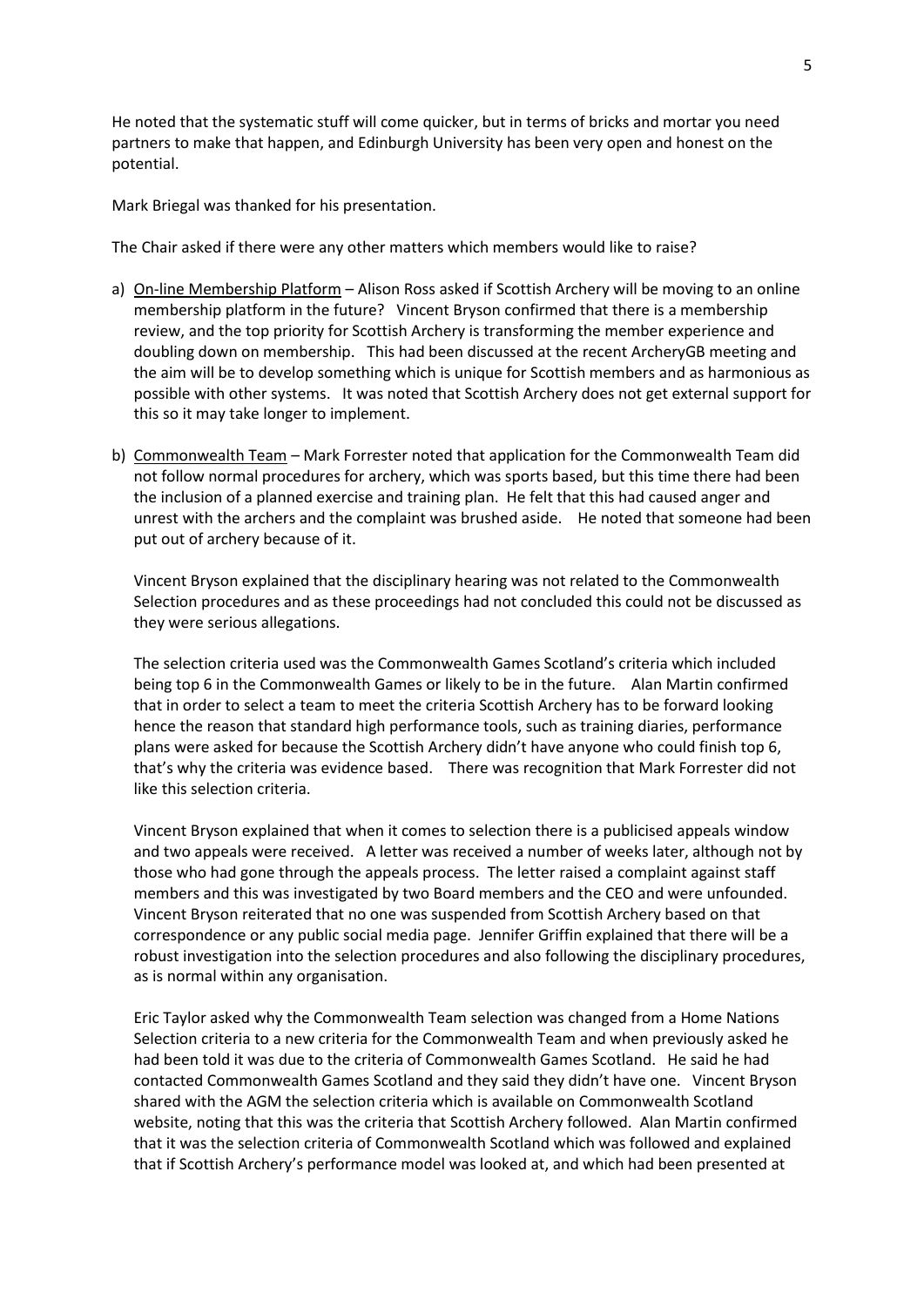He noted that the systematic stuff will come quicker, but in terms of bricks and mortar you need partners to make that happen, and Edinburgh University has been very open and honest on the potential.

Mark Briegal was thanked for his presentation.

The Chair asked if there were any other matters which members would like to raise?

a) <u>On-line Membership Platform</u> – Alison Ross asked if Scottish Archery will be moving to an online membership platform in the future? Vincent Bryson confirmed that there is a membership review, and the top priority for Scottish Archery is transforming the member experience and doubling down on membership. This had been discussed at the recent ArcheryGB meeting and the aim will be to develop something which is unique for Scottish members and as harmonious as possible with other systems. It was noted that Scottish Archery does not get external support for this so it may take longer to implement.

b) <u>Commonwealth Team</u> – Mark Forrester noted that application for the Commonwealth Team did not follow normal procedures for archery, which was sports based, but this time there had been the inclusion of a planned exercise and training plan. He felt that this had caused anger and unrest with the archers and the complaint was brushed aside. He noted that someone had been put out of archery because of it.

   Vincent Bryson explained that the disciplinary hearing was not related to the Commonwealth Selection procedures and as these proceedings had not concluded this could not be discussed as they were serious allegations.

   The selection criteria used was the Commonwealth Games Scotland's criteria which included being top 6 in the Commonwealth Games or likely to be in the future. Alan Martin confirmed that in order to select a team to meet the criteria Scottish Archery has to be forward looking hence the reason that standard high performance tools, such as training diaries, performance plans were asked for because the Scottish Archery didn't have anyone who could finish top 6, that's why the criteria was evidence based. There was recognition that Mark Forrester did not like this selection criteria.

   Vincent Bryson explained that when it comes to selection there is a publicised appeals window and two appeals were received. A letter was received a number of weeks later, although not by those who had gone through the appeals process. The letter raised a complaint against staff members and this was investigated by two Board members and the CEO and were unfounded. Vincent Bryson reiterated that no one was suspended from Scottish Archery based on that correspondence or any public social media page. Jennifer Griffin explained that there will be a robust investigation into the selection procedures and also following the disciplinary procedures, as is normal within any organisation.

   Eric Taylor asked why the Commonwealth Team selection was changed from a Home Nations Selection criteria to a new criteria for the Commonwealth Team and when previously asked he had been told it was due to the criteria of Commonwealth Games Scotland. He said he had contacted Commonwealth Games Scotland and they said they didn't have one. Vincent Bryson shared with the AGM the selection criteria which is available on Commonwealth Scotland website, noting that this was the criteria that Scottish Archery followed. Alan Martin confirmed that it was the selection criteria of Commonwealth Scotland which was followed and explained that if Scottish Archery's performance model was looked at, and which had been presented at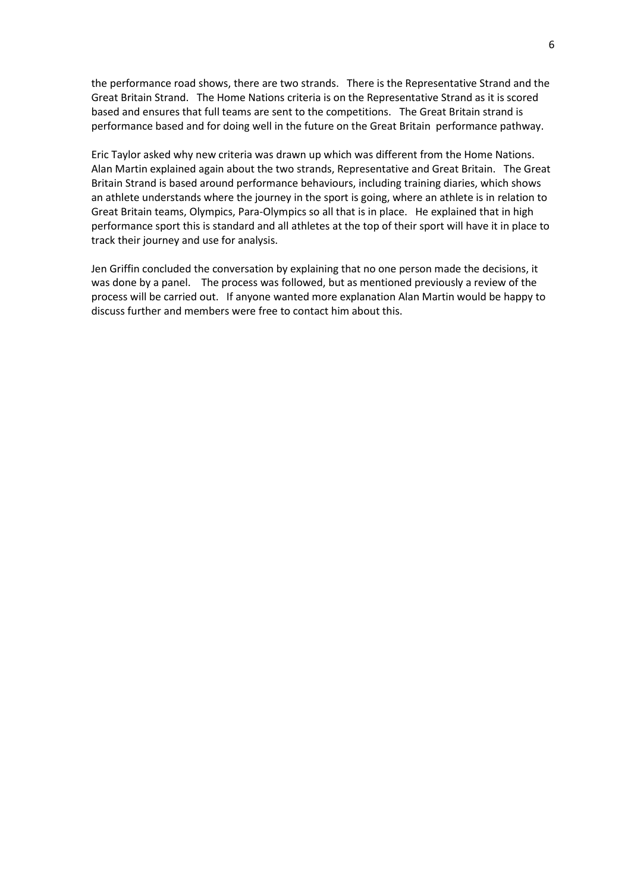the performance road shows, there are two strands. There is the Representative Strand and the Great Britain Strand. The Home Nations criteria is on the Representative Strand as it is scored based and ensures that full teams are sent to the competitions. The Great Britain strand is performance based and for doing well in the future on the Great Britain performance pathway.

Eric Taylor asked why new criteria was drawn up which was different from the Home Nations. Alan Martin explained again about the two strands, Representative and Great Britain. The Great Britain Strand is based around performance behaviours, including training diaries, which shows an athlete understands where the journey in the sport is going, where an athlete is in relation to Great Britain teams, Olympics, Para-Olympics so all that is in place. He explained that in high performance sport this is standard and all athletes at the top of their sport will have it in place to track their journey and use for analysis.

Jen Griffin concluded the conversation by explaining that no one person made the decisions, it was done by a panel. The process was followed, but as mentioned previously a review of the process will be carried out. If anyone wanted more explanation Alan Martin would be happy to discuss further and members were free to contact him about this.